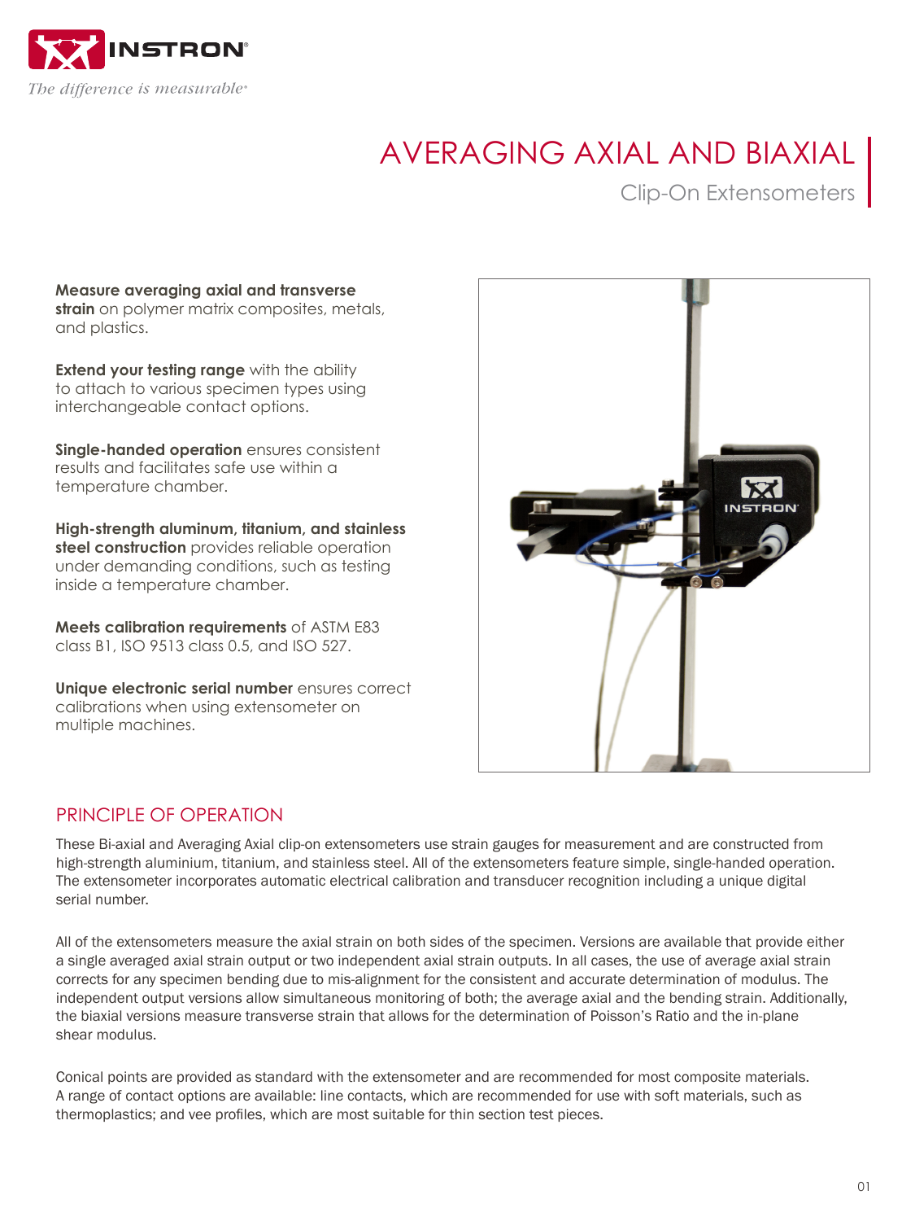# AVERAGING AXIAL AND BIAXIAL

## Clip-On Extensometers

**Measure averaging axial and transverse strain** on polymer matrix composites, metals, and plastics.

**Extend your testing range** with the ability to attach to various specimen types using interchangeable contact options.

**Single-handed operation** ensures consistent results and facilitates safe use within a temperature chamber.

**High-strength aluminum, titanium, and stainless steel construction** provides reliable operation under demanding conditions, such as testing inside a temperature chamber.

**Meets calibration requirements** of ASTM E83 class B1, ISO 9513 class 0.5, and ISO 527.

**Unique electronic serial number** ensures correct calibrations when using extensometer on multiple machines.

## PRINCIPLE OF OPERATION

These Bi-axial and Averaging Axial clip-on extensometers use strain gauges for measurement and are constructed from high-strength aluminium, titanium, and stainless steel. All of the extensometers feature simple, single-handed operation. The extensometer incorporates automatic electrical calibration and transducer recognition including a unique digital serial number.

All of the extensometers measure the axial strain on both sides of the specimen. Versions are available that provide either a single averaged axial strain output or two independent axial strain outputs. In all cases, the use of average axial strain corrects for any specimen bending due to mis-alignment for the consistent and accurate determination of modulus. The independent output versions allow simultaneous monitoring of both; the average axial and the bending strain. Additionally, the biaxial versions measure transverse strain that allows for the determination of Poisson's Ratio and the in-plane shear modulus.

Conical points are provided as standard with the extensometer and are recommended for most composite materials. A range of contact options are available: line contacts, which are recommended for use with soft materials, such as thermoplastics; and vee profiles, which are most suitable for thin section test pieces.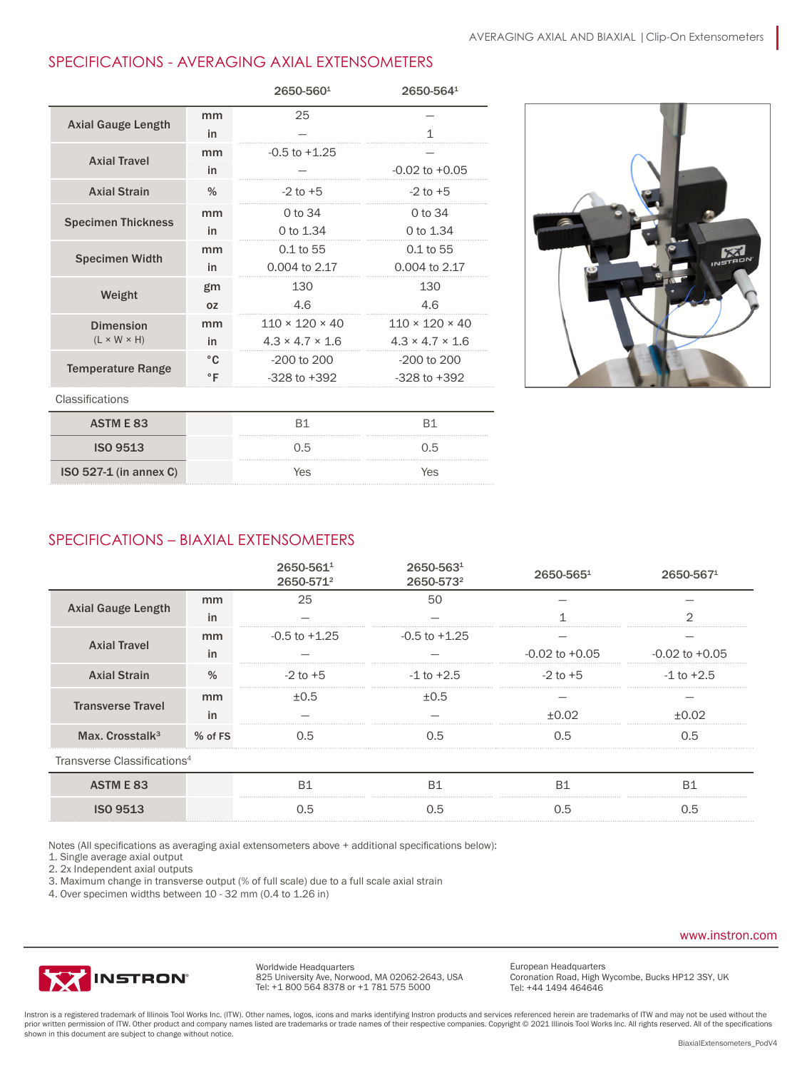## SPECIFICATIONS - AVERAGING AXIAL EXTENSOMETERS

| | | 2650-560[1] | 2650-564[1] |
|---|---|---|---|
| Axial Gauge Length | mm | 25 | — |
| | in | — | 1 |
| Axial Travel | mm | -0.5 to +1.25 | — |
| | in | — | -0.02 to +0.05 |
| Axial Strain | % | -2 to +5 | -2 to +5 |
| Specimen Thickness | mm | 0 to 34 | 0 to 34 |
| | in | 0 to 1.34 | 0 to 1.34 |
| Specimen Width | mm | 0.1 to 55 | 0.1 to 55 |
| | in | 0.004 to 2.17 | 0.004 to 2.17 |
| Weight | gm | 130 | 130 |
| | oz | 4.6 | 4.6 |
| Dimension (L × W × H) | mm | 110 × 120 × 40 | 110 × 120 × 40 |
| | in | 4.3 × 4.7 × 1.6 | 4.3 × 4.7 × 1.6 |
| Temperature Range | °C | -200 to 200 | -200 to 200 |
| | °F | -328 to +392 | -328 to +392 |
| **Classifications** | | | |
| ASTM E 83 | | B1 | B1 |
| ISO 9513 | | 0.5 | 0.5 |
| ISO 527-1 (in annex C) | | Yes | Yes |

## SPECIFICATIONS – BIAXIAL EXTENSOMETERS

| | | 2650-561[1] 2650-571[2] | 2650-563[1] 2650-573[2] | 2650-565[1] | 2650-567[1] |
|---|---|---|---|---|---|
| Axial Gauge Length | mm | 25 | 50 | — | — |
| | in | — | — | 1 | 2 |
| Axial Travel | mm | -0.5 to +1.25 | -0.5 to +1.25 | — | — |
| | in | — | — | -0.02 to +0.05 | -0.02 to +0.05 |
| Axial Strain | % | -2 to +5 | -1 to +2.5 | -2 to +5 | -1 to +2.5 |
| Transverse Travel | mm | ±0.5 | ±0.5 | — | — |
| | in | — | — | ±0.02 | ±0.02 |
| Max. Crosstalk[3] | % of FS | 0.5 | 0.5 | 0.5 | 0.5 |
| **Transverse Classifications[4]** | | | | | |
| ASTM E 83 | | B1 | B1 | B1 | B1 |
| ISO 9513 | | 0.5 | 0.5 | 0.5 | 0.5 |

Notes (All specifications as averaging axial extensometers above + additional specifications below):
1. Single average axial output
2. 2x Independent axial outputs
3. Maximum change in transverse output (% of full scale) due to a full scale axial strain
4. Over specimen widths between 10 - 32 mm (0.4 to 1.26 in)

www.instron.com

INSTRON®

Worldwide Headquarters
825 University Ave, Norwood, MA 02062-2643, USA
Tel: +1 800 564 8378 or +1 781 575 5000

European Headquarters
Coronation Road, High Wycombe, Bucks HP12 3SY, UK
Tel: +44 1494 464646

Instron is a registered trademark of Illinois Tool Works Inc. (ITW). Other names, logos, icons and marks identifying Instron products and services referenced herein are trademarks of ITW and may not be used without the prior written permission of ITW. Other product and company names listed are trademarks or trade names of their respective companies. Copyright © 2021 Illinois Tool Works Inc. All rights reserved. All of the specifications shown in this document are subject to change without notice.

BiaxialExtensometers_PodV4